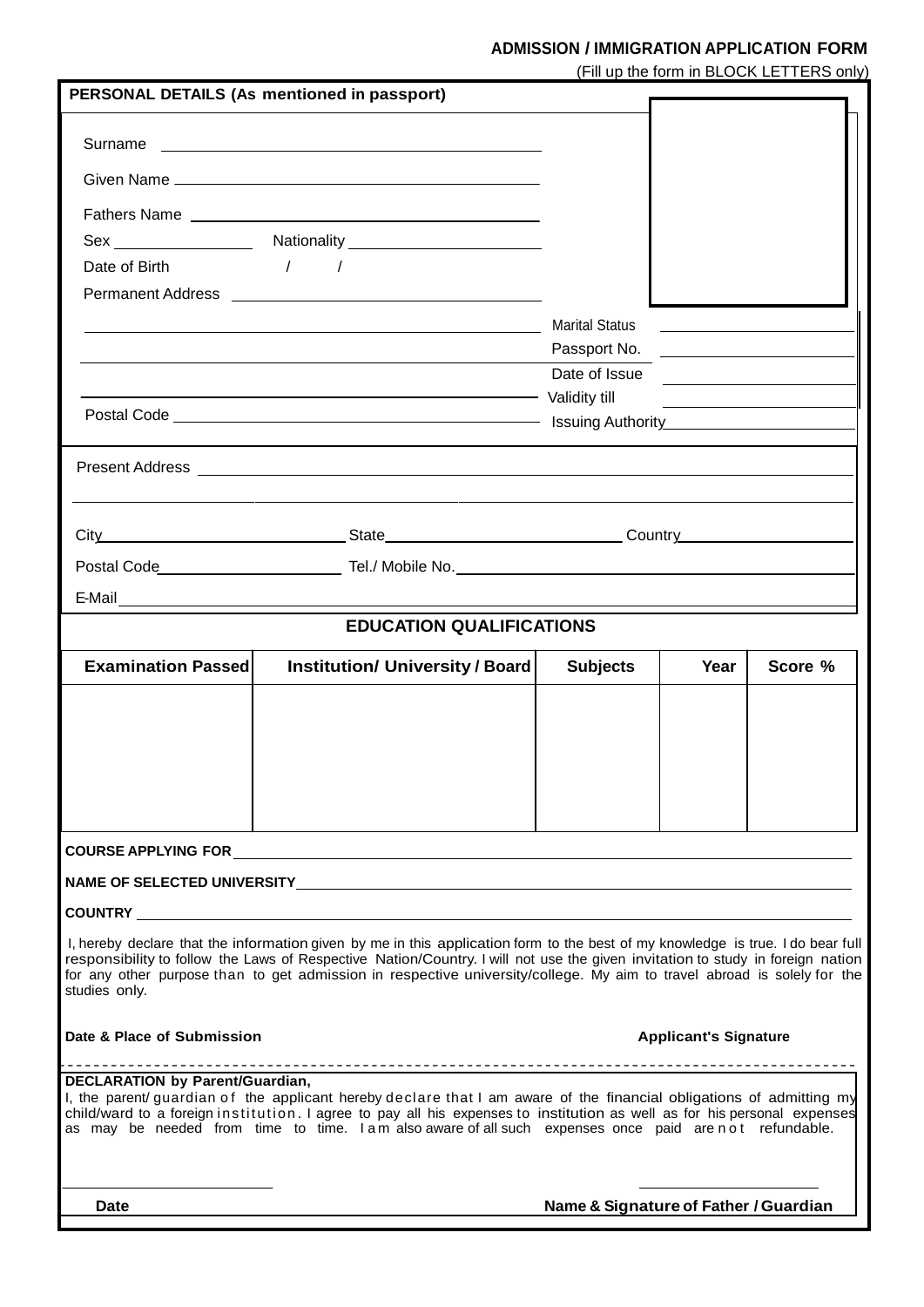# ADMISSION / IMMIGRATION APPLICATION FORM

(Fill up the form in BLOCK LETTERS only)

## PERSONAL DETAILS (As mentioned in passport)

Surname ______________________________

Given Name ______________________________

Fathers Name ______________________________

Sex ____________ Nationality ____________

Date of Birth &nbsp;&nbsp;&nbsp; / &nbsp;&nbsp;&nbsp; /

Permanent Address ______________________________

______________________________ Marital Status ____________

______________________________ Passport No. ____________

______________________________ Date of Issue ____________

______________________________ Validity till ____________

Postal Code ______________________________ Issuing Authority ____________

Present Address ______________________________

______________________________

City ____________ State ____________ Country ____________

Postal Code ____________ Tel./ Mobile No. ____________

E-Mail ______________________________

## EDUCATION QUALIFICATIONS

| Examination Passed | Institution/ University / Board | Subjects | Year | Score % |
|---|---|---|---|---|
| | | | | |

**COURSE APPLYING FOR** ______________________________

**NAME OF SELECTED UNIVERSITY** ______________________________

**COUNTRY** ______________________________

I, hereby declare that the information given by me in this application form to the best of my knowledge is true. I do bear full responsibility to follow the Laws of Respective Nation/Country. I will not use the given invitation to study in foreign nation for any other purpose than to get admission in respective university/college. My aim to travel abroad is solely for the studies only.

**Date & Place of Submission** &nbsp;&nbsp;&nbsp;&nbsp;&nbsp;&nbsp;&nbsp;&nbsp; **Applicant's Signature**

---

**DECLARATION by Parent/Guardian,**

I, the parent/ guardian of the applicant hereby declare that I am aware of the financial obligations of admitting my child/ward to a foreign institution. I agree to pay all his expenses to institution as well as for his personal expenses as may be needed from time to time. I am also aware of all such expenses once paid are not refundable.

**Date** &nbsp;&nbsp;&nbsp;&nbsp;&nbsp;&nbsp;&nbsp;&nbsp; **Name & Signature of Father / Guardian**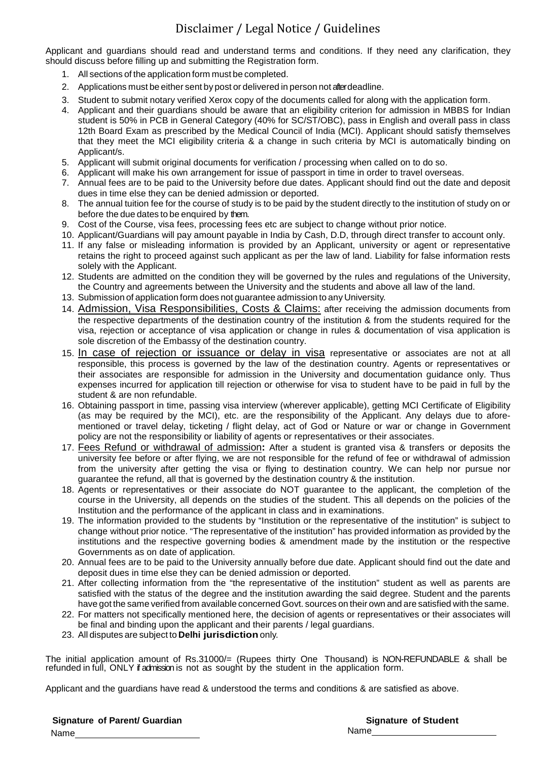# Disclaimer / Legal Notice / Guidelines

Applicant and guardians should read and understand terms and conditions. If they need any clarification, they should discuss before filling up and submitting the Registration form.

1. All sections of the application form must be completed.
2. Applications must be either sent by post or delivered in person not after deadline.
3. Student to submit notary verified Xerox copy of the documents called for along with the application form.
4. Applicant and their guardians should be aware that an eligibility criterion for admission in MBBS for Indian student is 50% in PCB in General Category (40% for SC/ST/OBC), pass in English and overall pass in class 12th Board Exam as prescribed by the Medical Council of India (MCI). Applicant should satisfy themselves that they meet the MCI eligibility criteria & a change in such criteria by MCI is automatically binding on Applicant/s.
5. Applicant will submit original documents for verification / processing when called on to do so.
6. Applicant will make his own arrangement for issue of passport in time in order to travel overseas.
7. Annual fees are to be paid to the University before due dates. Applicant should find out the date and deposit dues in time else they can be denied admission or deported.
8. The annual tuition fee for the course of study is to be paid by the student directly to the institution of study on or before the due dates to be enquired by them.
9. Cost of the Course, visa fees, processing fees etc are subject to change without prior notice.
10. Applicant/Guardians will pay amount payable in India by Cash, D.D, through direct transfer to account only.
11. If any false or misleading information is provided by an Applicant, university or agent or representative retains the right to proceed against such applicant as per the law of land. Liability for false information rests solely with the Applicant.
12. Students are admitted on the condition they will be governed by the rules and regulations of the University, the Country and agreements between the University and the students and above all law of the land.
13. Submission of application form does not guarantee admission to any University.
14. Admission, Visa Responsibilities, Costs & Claims: after receiving the admission documents from the respective departments of the destination country of the institution & from the students required for the visa, rejection or acceptance of visa application or change in rules & documentation of visa application is sole discretion of the Embassy of the destination country.
15. In case of rejection or issuance or delay in visa representative or associates are not at all responsible, this process is governed by the law of the destination country. Agents or representatives or their associates are responsible for admission in the University and documentation guidance only. Thus expenses incurred for application till rejection or otherwise for visa to student have to be paid in full by the student & are non refundable.
16. Obtaining passport in time, passing visa interview (wherever applicable), getting MCI Certificate of Eligibility (as may be required by the MCI), etc. are the responsibility of the Applicant. Any delays due to afore-mentioned or travel delay, ticketing / flight delay, act of God or Nature or war or change in Government policy are not the responsibility or liability of agents or representatives or their associates.
17. Fees Refund or withdrawal of admission**:** After a student is granted visa & transfers or deposits the university fee before or after flying, we are not responsible for the refund of fee or withdrawal of admission from the university after getting the visa or flying to destination country. We can help nor pursue nor guarantee the refund, all that is governed by the destination country & the institution.
18. Agents or representatives or their associate do NOT guarantee to the applicant, the completion of the course in the University, all depends on the studies of the student. This all depends on the policies of the Institution and the performance of the applicant in class and in examinations.
19. The information provided to the students by "Institution or the representative of the institution" is subject to change without prior notice. "The representative of the institution" has provided information as provided by the institutions and the respective governing bodies & amendment made by the institution or the respective Governments as on date of application.
20. Annual fees are to be paid to the University annually before due date. Applicant should find out the date and deposit dues in time else they can be denied admission or deported.
21. After collecting information from the "the representative of the institution" student as well as parents are satisfied with the status of the degree and the institution awarding the said degree. Student and the parents have got the same verified from available concerned Govt. sources on their own and are satisfied with the same.
22. For matters not specifically mentioned here, the decision of agents or representatives or their associates will be final and binding upon the applicant and their parents / legal guardians.
23. All disputes are subject to **Delhi jurisdiction** only.

The initial application amount of Rs.31000/= (Rupees thirty One Thousand) is NON-REFUNDABLE & shall be refunded in full, ONLY if admission is not as sought by the student in the application form.

Applicant and the guardians have read & understood the terms and conditions & are satisfied as above.

**Signature of Parent/ Guardian**

Name________________________

**Signature of Student**

Name________________________